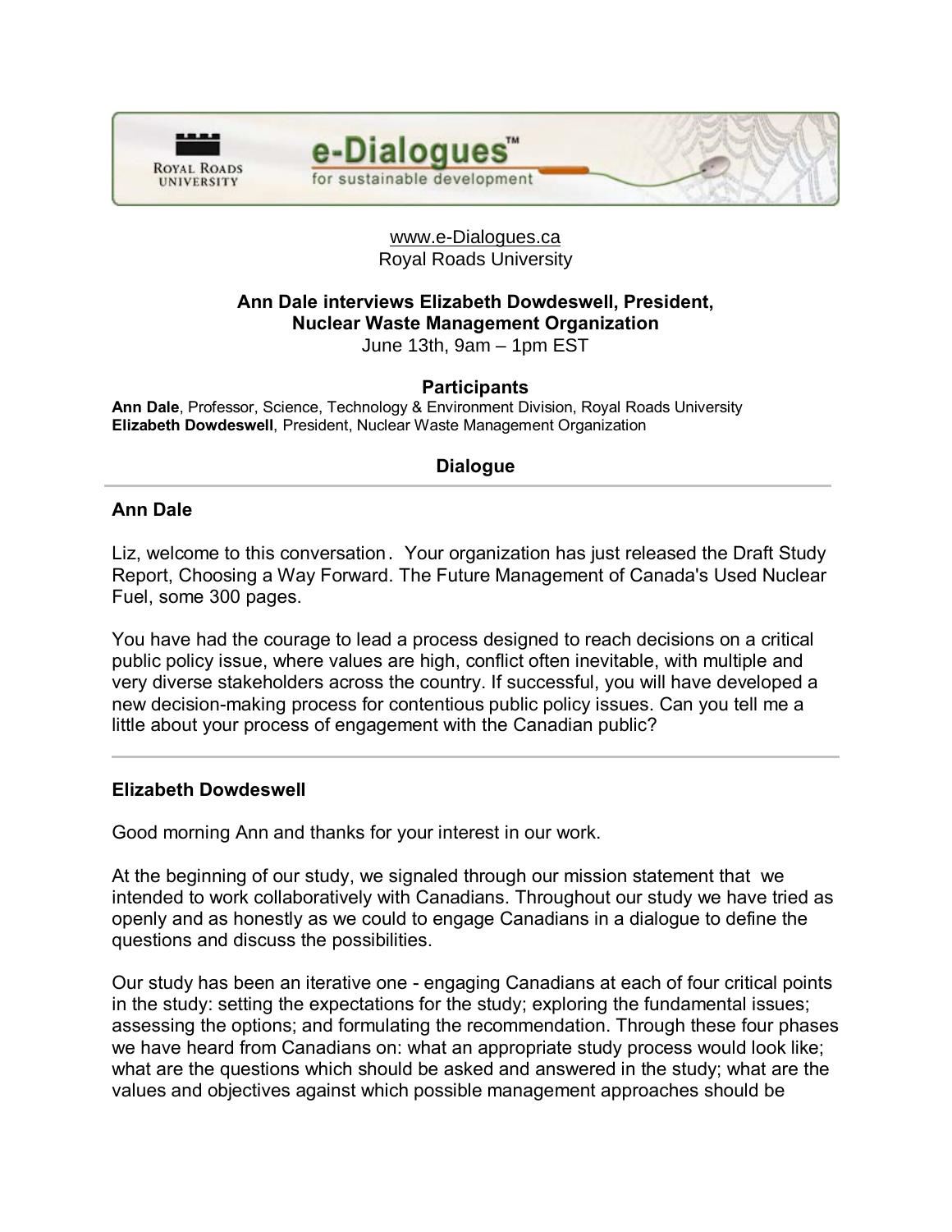www.e-Dialogues.ca
Royal Roads University

**Ann Dale interviews Elizabeth Dowdeswell, President, Nuclear Waste Management Organization**
June 13th, 9am – 1pm EST

**Participants**

**Ann Dale**, Professor, Science, Technology & Environment Division, Royal Roads University
**Elizabeth Dowdeswell**, President, Nuclear Waste Management Organization

## Dialogue

---

### Ann Dale

Liz, welcome to this conversation. Your organization has just released the Draft Study Report, Choosing a Way Forward. The Future Management of Canada's Used Nuclear Fuel, some 300 pages.

You have had the courage to lead a process designed to reach decisions on a critical public policy issue, where values are high, conflict often inevitable, with multiple and very diverse stakeholders across the country. If successful, you will have developed a new decision-making process for contentious public policy issues. Can you tell me a little about your process of engagement with the Canadian public?

---

### Elizabeth Dowdeswell

Good morning Ann and thanks for your interest in our work.

At the beginning of our study, we signaled through our mission statement that we intended to work collaboratively with Canadians. Throughout our study we have tried as openly and as honestly as we could to engage Canadians in a dialogue to define the questions and discuss the possibilities.

Our study has been an iterative one - engaging Canadians at each of four critical points in the study: setting the expectations for the study; exploring the fundamental issues; assessing the options; and formulating the recommendation. Through these four phases we have heard from Canadians on: what an appropriate study process would look like; what are the questions which should be asked and answered in the study; what are the values and objectives against which possible management approaches should be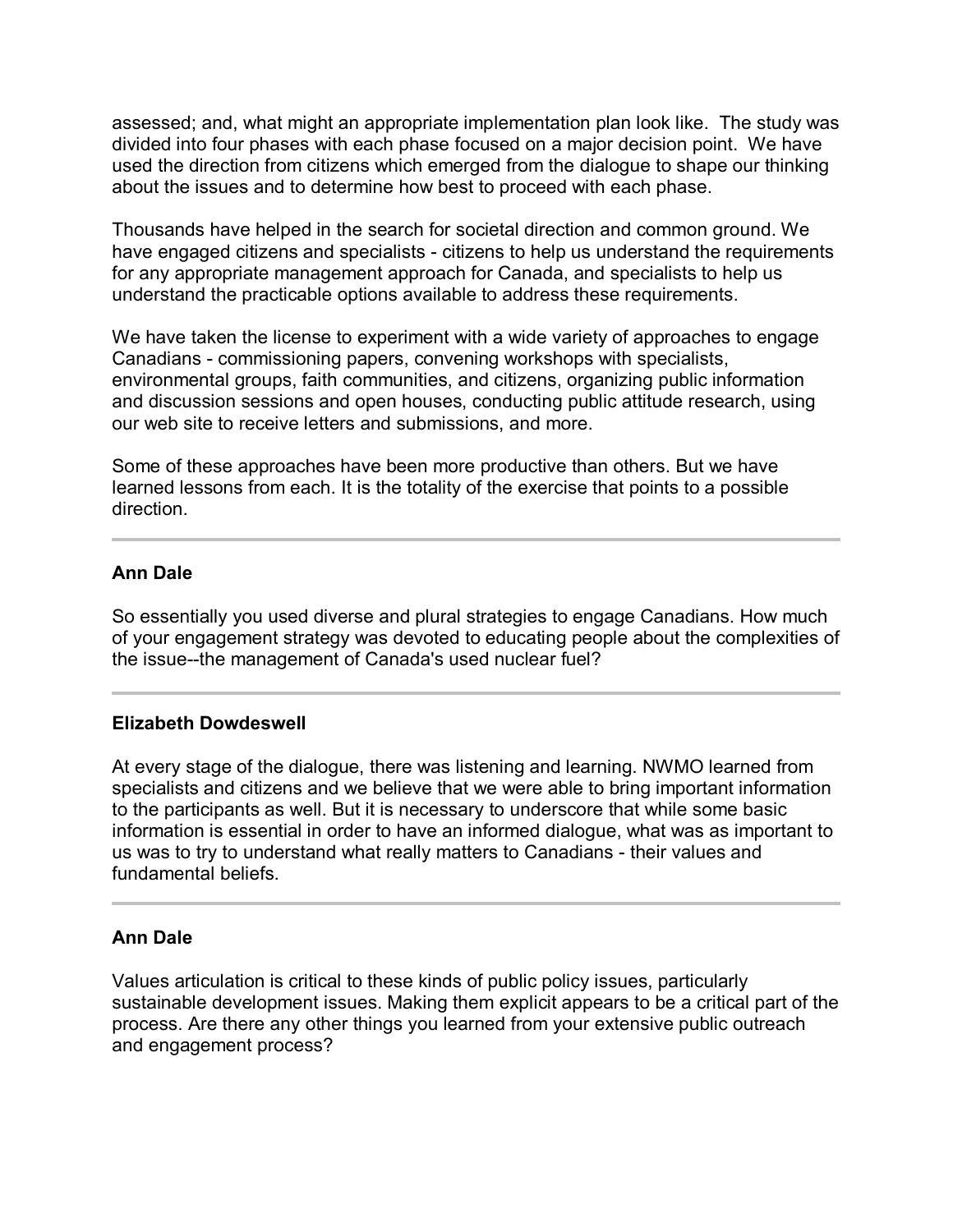assessed; and, what might an appropriate implementation plan look like. The study was divided into four phases with each phase focused on a major decision point. We have used the direction from citizens which emerged from the dialogue to shape our thinking about the issues and to determine how best to proceed with each phase.

Thousands have helped in the search for societal direction and common ground. We have engaged citizens and specialists - citizens to help us understand the requirements for any appropriate management approach for Canada, and specialists to help us understand the practicable options available to address these requirements.

We have taken the license to experiment with a wide variety of approaches to engage Canadians - commissioning papers, convening workshops with specialists, environmental groups, faith communities, and citizens, organizing public information and discussion sessions and open houses, conducting public attitude research, using our web site to receive letters and submissions, and more.

Some of these approaches have been more productive than others. But we have learned lessons from each. It is the totality of the exercise that points to a possible direction.

---

**Ann Dale**

So essentially you used diverse and plural strategies to engage Canadians. How much of your engagement strategy was devoted to educating people about the complexities of the issue--the management of Canada's used nuclear fuel?

---

**Elizabeth Dowdeswell**

At every stage of the dialogue, there was listening and learning. NWMO learned from specialists and citizens and we believe that we were able to bring important information to the participants as well. But it is necessary to underscore that while some basic information is essential in order to have an informed dialogue, what was as important to us was to try to understand what really matters to Canadians - their values and fundamental beliefs.

---

**Ann Dale**

Values articulation is critical to these kinds of public policy issues, particularly sustainable development issues. Making them explicit appears to be a critical part of the process. Are there any other things you learned from your extensive public outreach and engagement process?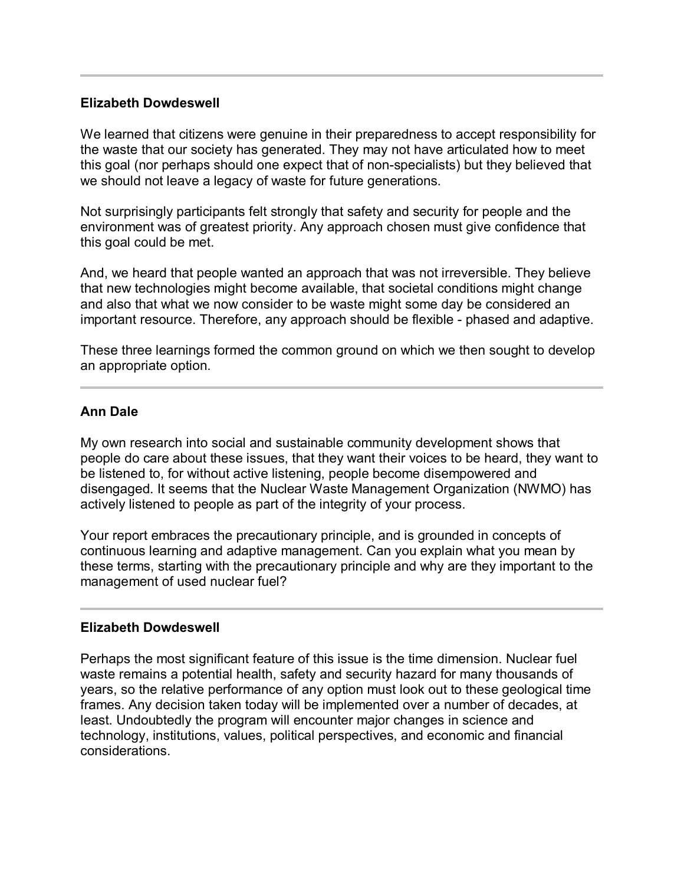---

**Elizabeth Dowdeswell**

We learned that citizens were genuine in their preparedness to accept responsibility for the waste that our society has generated. They may not have articulated how to meet this goal (nor perhaps should one expect that of non-specialists) but they believed that we should not leave a legacy of waste for future generations.

Not surprisingly participants felt strongly that safety and security for people and the environment was of greatest priority. Any approach chosen must give confidence that this goal could be met.

And, we heard that people wanted an approach that was not irreversible. They believe that new technologies might become available, that societal conditions might change and also that what we now consider to be waste might some day be considered an important resource. Therefore, any approach should be flexible - phased and adaptive.

These three learnings formed the common ground on which we then sought to develop an appropriate option.

---

**Ann Dale**

My own research into social and sustainable community development shows that people do care about these issues, that they want their voices to be heard, they want to be listened to, for without active listening, people become disempowered and disengaged. It seems that the Nuclear Waste Management Organization (NWMO) has actively listened to people as part of the integrity of your process.

Your report embraces the precautionary principle, and is grounded in concepts of continuous learning and adaptive management. Can you explain what you mean by these terms, starting with the precautionary principle and why are they important to the management of used nuclear fuel?

---

**Elizabeth Dowdeswell**

Perhaps the most significant feature of this issue is the time dimension. Nuclear fuel waste remains a potential health, safety and security hazard for many thousands of years, so the relative performance of any option must look out to these geological time frames. Any decision taken today will be implemented over a number of decades, at least. Undoubtedly the program will encounter major changes in science and technology, institutions, values, political perspectives, and economic and financial considerations.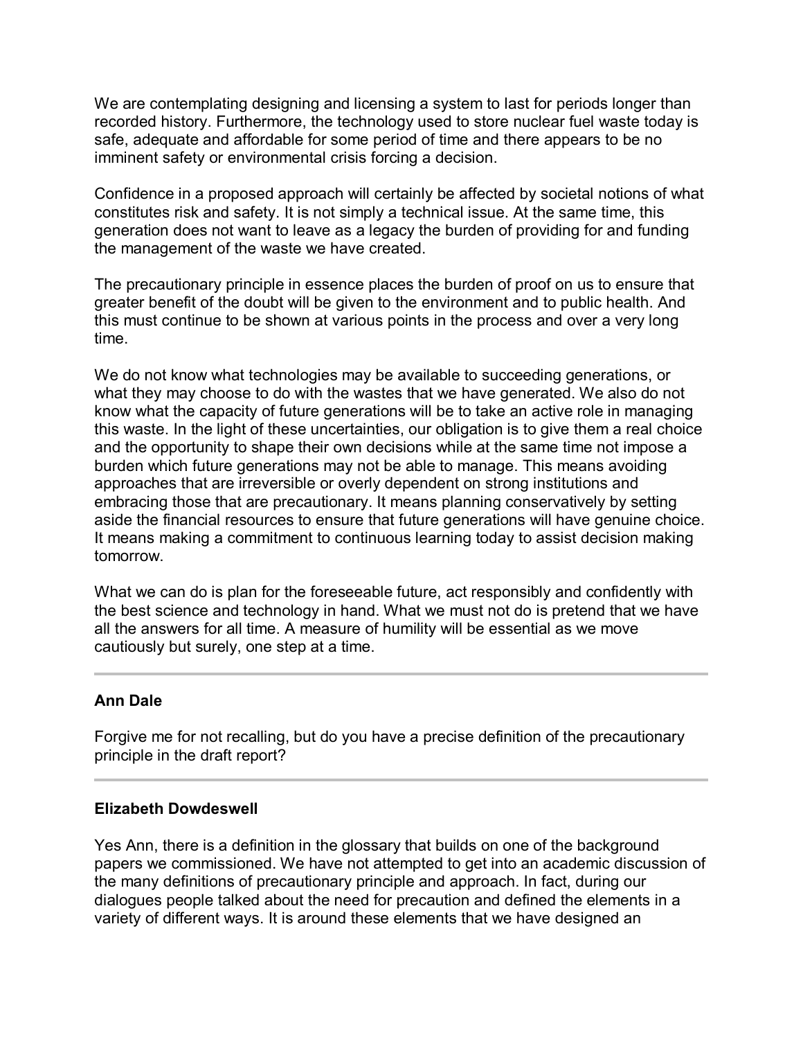We are contemplating designing and licensing a system to last for periods longer than recorded history. Furthermore, the technology used to store nuclear fuel waste today is safe, adequate and affordable for some period of time and there appears to be no imminent safety or environmental crisis forcing a decision.

Confidence in a proposed approach will certainly be affected by societal notions of what constitutes risk and safety. It is not simply a technical issue. At the same time, this generation does not want to leave as a legacy the burden of providing for and funding the management of the waste we have created.

The precautionary principle in essence places the burden of proof on us to ensure that greater benefit of the doubt will be given to the environment and to public health. And this must continue to be shown at various points in the process and over a very long time.

We do not know what technologies may be available to succeeding generations, or what they may choose to do with the wastes that we have generated. We also do not know what the capacity of future generations will be to take an active role in managing this waste. In the light of these uncertainties, our obligation is to give them a real choice and the opportunity to shape their own decisions while at the same time not impose a burden which future generations may not be able to manage. This means avoiding approaches that are irreversible or overly dependent on strong institutions and embracing those that are precautionary. It means planning conservatively by setting aside the financial resources to ensure that future generations will have genuine choice. It means making a commitment to continuous learning today to assist decision making tomorrow.

What we can do is plan for the foreseeable future, act responsibly and confidently with the best science and technology in hand. What we must not do is pretend that we have all the answers for all time. A measure of humility will be essential as we move cautiously but surely, one step at a time.

---

**Ann Dale**

Forgive me for not recalling, but do you have a precise definition of the precautionary principle in the draft report?

---

**Elizabeth Dowdeswell**

Yes Ann, there is a definition in the glossary that builds on one of the background papers we commissioned. We have not attempted to get into an academic discussion of the many definitions of precautionary principle and approach. In fact, during our dialogues people talked about the need for precaution and defined the elements in a variety of different ways. It is around these elements that we have designed an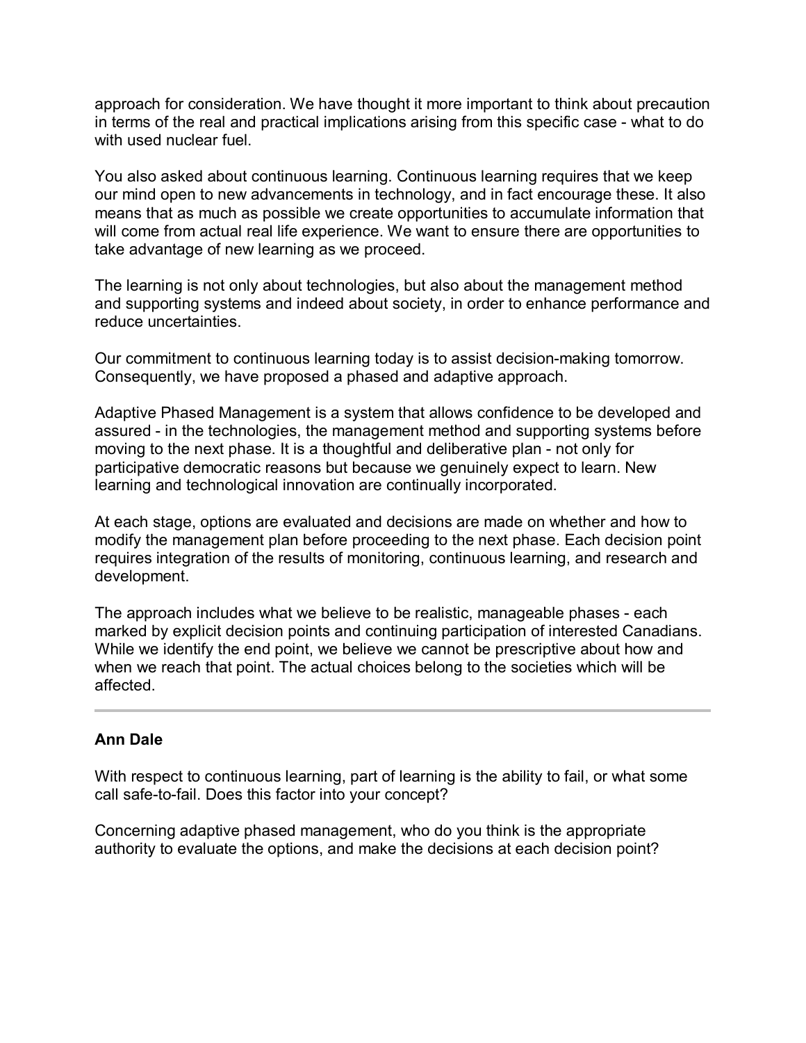approach for consideration. We have thought it more important to think about precaution in terms of the real and practical implications arising from this specific case - what to do with used nuclear fuel.

You also asked about continuous learning. Continuous learning requires that we keep our mind open to new advancements in technology, and in fact encourage these. It also means that as much as possible we create opportunities to accumulate information that will come from actual real life experience. We want to ensure there are opportunities to take advantage of new learning as we proceed.

The learning is not only about technologies, but also about the management method and supporting systems and indeed about society, in order to enhance performance and reduce uncertainties.

Our commitment to continuous learning today is to assist decision-making tomorrow. Consequently, we have proposed a phased and adaptive approach.

Adaptive Phased Management is a system that allows confidence to be developed and assured - in the technologies, the management method and supporting systems before moving to the next phase. It is a thoughtful and deliberative plan - not only for participative democratic reasons but because we genuinely expect to learn. New learning and technological innovation are continually incorporated.

At each stage, options are evaluated and decisions are made on whether and how to modify the management plan before proceeding to the next phase. Each decision point requires integration of the results of monitoring, continuous learning, and research and development.

The approach includes what we believe to be realistic, manageable phases - each marked by explicit decision points and continuing participation of interested Canadians. While we identify the end point, we believe we cannot be prescriptive about how and when we reach that point. The actual choices belong to the societies which will be affected.

---

**Ann Dale**

With respect to continuous learning, part of learning is the ability to fail, or what some call safe-to-fail. Does this factor into your concept?

Concerning adaptive phased management, who do you think is the appropriate authority to evaluate the options, and make the decisions at each decision point?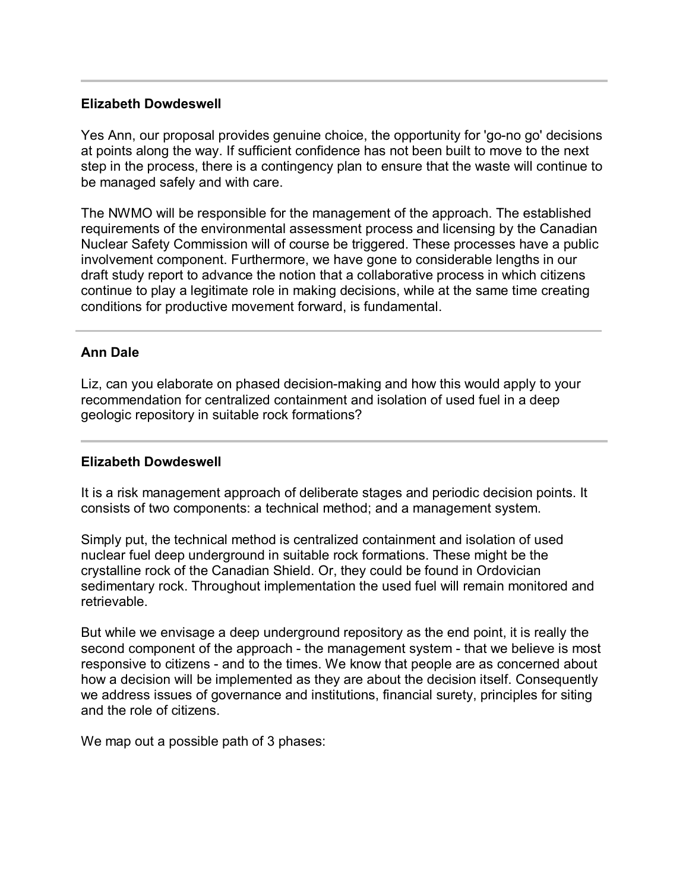---

**Elizabeth Dowdeswell**

Yes Ann, our proposal provides genuine choice, the opportunity for 'go-no go' decisions at points along the way. If sufficient confidence has not been built to move to the next step in the process, there is a contingency plan to ensure that the waste will continue to be managed safely and with care.

The NWMO will be responsible for the management of the approach. The established requirements of the environmental assessment process and licensing by the Canadian Nuclear Safety Commission will of course be triggered. These processes have a public involvement component. Furthermore, we have gone to considerable lengths in our draft study report to advance the notion that a collaborative process in which citizens continue to play a legitimate role in making decisions, while at the same time creating conditions for productive movement forward, is fundamental.

---

**Ann Dale**

Liz, can you elaborate on phased decision-making and how this would apply to your recommendation for centralized containment and isolation of used fuel in a deep geologic repository in suitable rock formations?

---

**Elizabeth Dowdeswell**

It is a risk management approach of deliberate stages and periodic decision points. It consists of two components: a technical method; and a management system.

Simply put, the technical method is centralized containment and isolation of used nuclear fuel deep underground in suitable rock formations. These might be the crystalline rock of the Canadian Shield. Or, they could be found in Ordovician sedimentary rock. Throughout implementation the used fuel will remain monitored and retrievable.

But while we envisage a deep underground repository as the end point, it is really the second component of the approach - the management system - that we believe is most responsive to citizens - and to the times. We know that people are as concerned about how a decision will be implemented as they are about the decision itself. Consequently we address issues of governance and institutions, financial surety, principles for siting and the role of citizens.

We map out a possible path of 3 phases: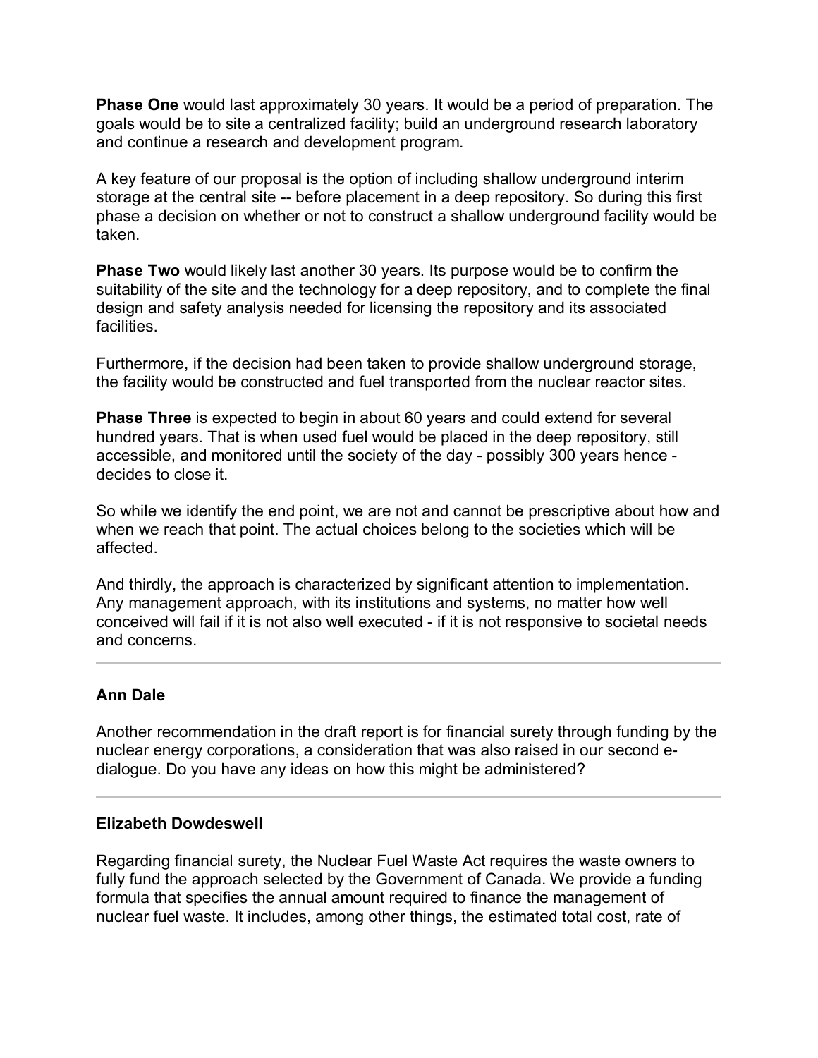**Phase One** would last approximately 30 years. It would be a period of preparation. The goals would be to site a centralized facility; build an underground research laboratory and continue a research and development program.

A key feature of our proposal is the option of including shallow underground interim storage at the central site -- before placement in a deep repository. So during this first phase a decision on whether or not to construct a shallow underground facility would be taken.

**Phase Two** would likely last another 30 years. Its purpose would be to confirm the suitability of the site and the technology for a deep repository, and to complete the final design and safety analysis needed for licensing the repository and its associated facilities.

Furthermore, if the decision had been taken to provide shallow underground storage, the facility would be constructed and fuel transported from the nuclear reactor sites.

**Phase Three** is expected to begin in about 60 years and could extend for several hundred years. That is when used fuel would be placed in the deep repository, still accessible, and monitored until the society of the day - possibly 300 years hence - decides to close it.

So while we identify the end point, we are not and cannot be prescriptive about how and when we reach that point. The actual choices belong to the societies which will be affected.

And thirdly, the approach is characterized by significant attention to implementation. Any management approach, with its institutions and systems, no matter how well conceived will fail if it is not also well executed - if it is not responsive to societal needs and concerns.

---

**Ann Dale**

Another recommendation in the draft report is for financial surety through funding by the nuclear energy corporations, a consideration that was also raised in our second e-dialogue. Do you have any ideas on how this might be administered?

---

**Elizabeth Dowdeswell**

Regarding financial surety, the Nuclear Fuel Waste Act requires the waste owners to fully fund the approach selected by the Government of Canada. We provide a funding formula that specifies the annual amount required to finance the management of nuclear fuel waste. It includes, among other things, the estimated total cost, rate of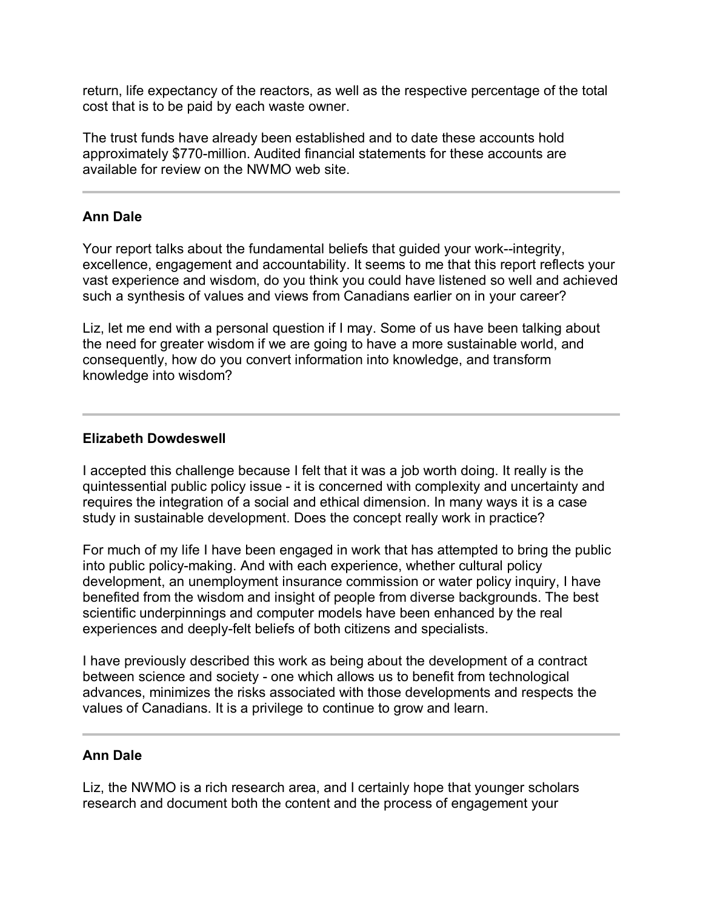return, life expectancy of the reactors, as well as the respective percentage of the total cost that is to be paid by each waste owner.

The trust funds have already been established and to date these accounts hold approximately $770-million. Audited financial statements for these accounts are available for review on the NWMO web site.

---

**Ann Dale**

Your report talks about the fundamental beliefs that guided your work--integrity, excellence, engagement and accountability. It seems to me that this report reflects your vast experience and wisdom, do you think you could have listened so well and achieved such a synthesis of values and views from Canadians earlier on in your career?

Liz, let me end with a personal question if I may. Some of us have been talking about the need for greater wisdom if we are going to have a more sustainable world, and consequently, how do you convert information into knowledge, and transform knowledge into wisdom?

---

**Elizabeth Dowdeswell**

I accepted this challenge because I felt that it was a job worth doing. It really is the quintessential public policy issue - it is concerned with complexity and uncertainty and requires the integration of a social and ethical dimension. In many ways it is a case study in sustainable development. Does the concept really work in practice?

For much of my life I have been engaged in work that has attempted to bring the public into public policy-making. And with each experience, whether cultural policy development, an unemployment insurance commission or water policy inquiry, I have benefited from the wisdom and insight of people from diverse backgrounds. The best scientific underpinnings and computer models have been enhanced by the real experiences and deeply-felt beliefs of both citizens and specialists.

I have previously described this work as being about the development of a contract between science and society - one which allows us to benefit from technological advances, minimizes the risks associated with those developments and respects the values of Canadians. It is a privilege to continue to grow and learn.

---

**Ann Dale**

Liz, the NWMO is a rich research area, and I certainly hope that younger scholars research and document both the content and the process of engagement your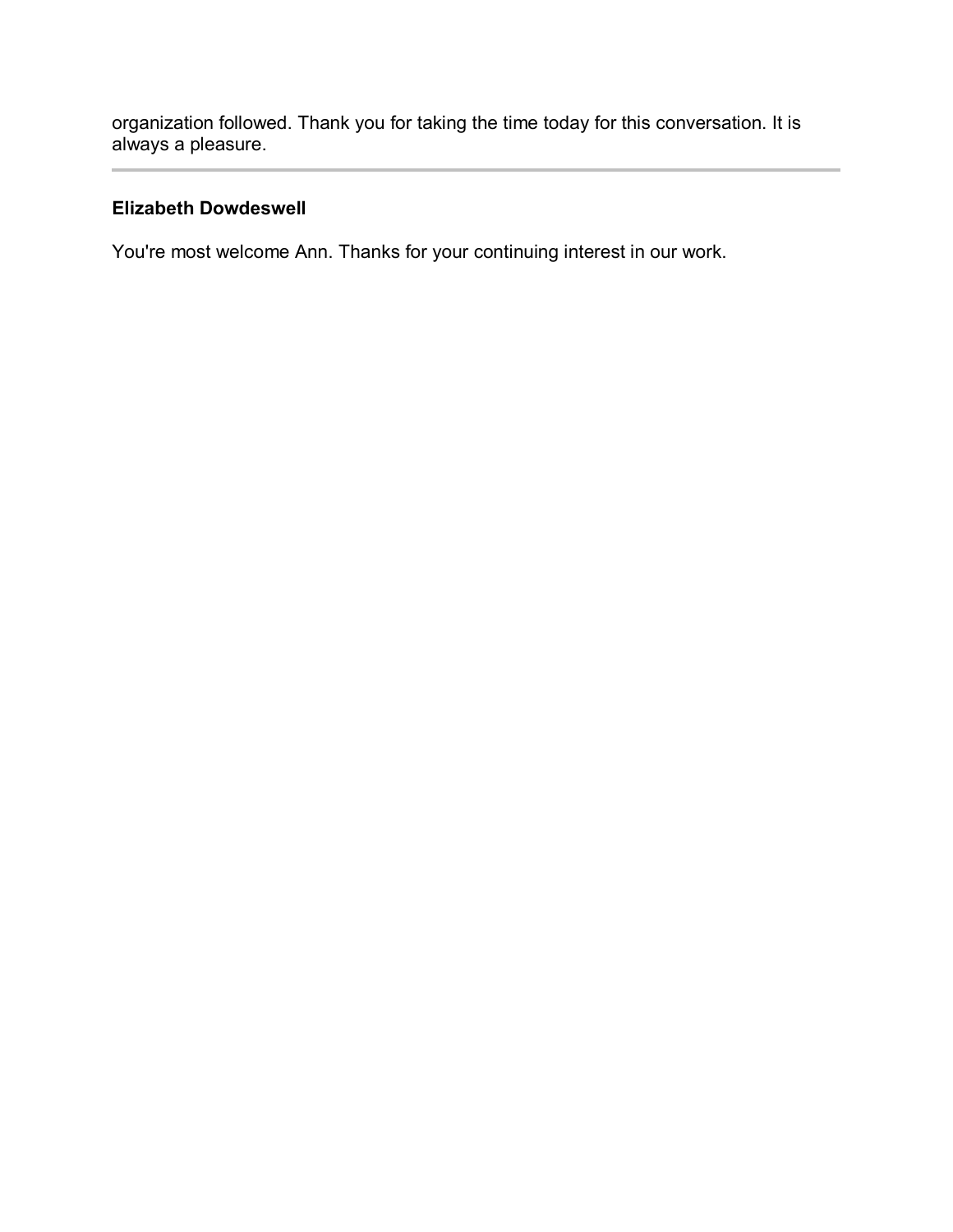organization followed. Thank you for taking the time today for this conversation. It is always a pleasure.

---

**Elizabeth Dowdeswell**

You're most welcome Ann. Thanks for your continuing interest in our work.